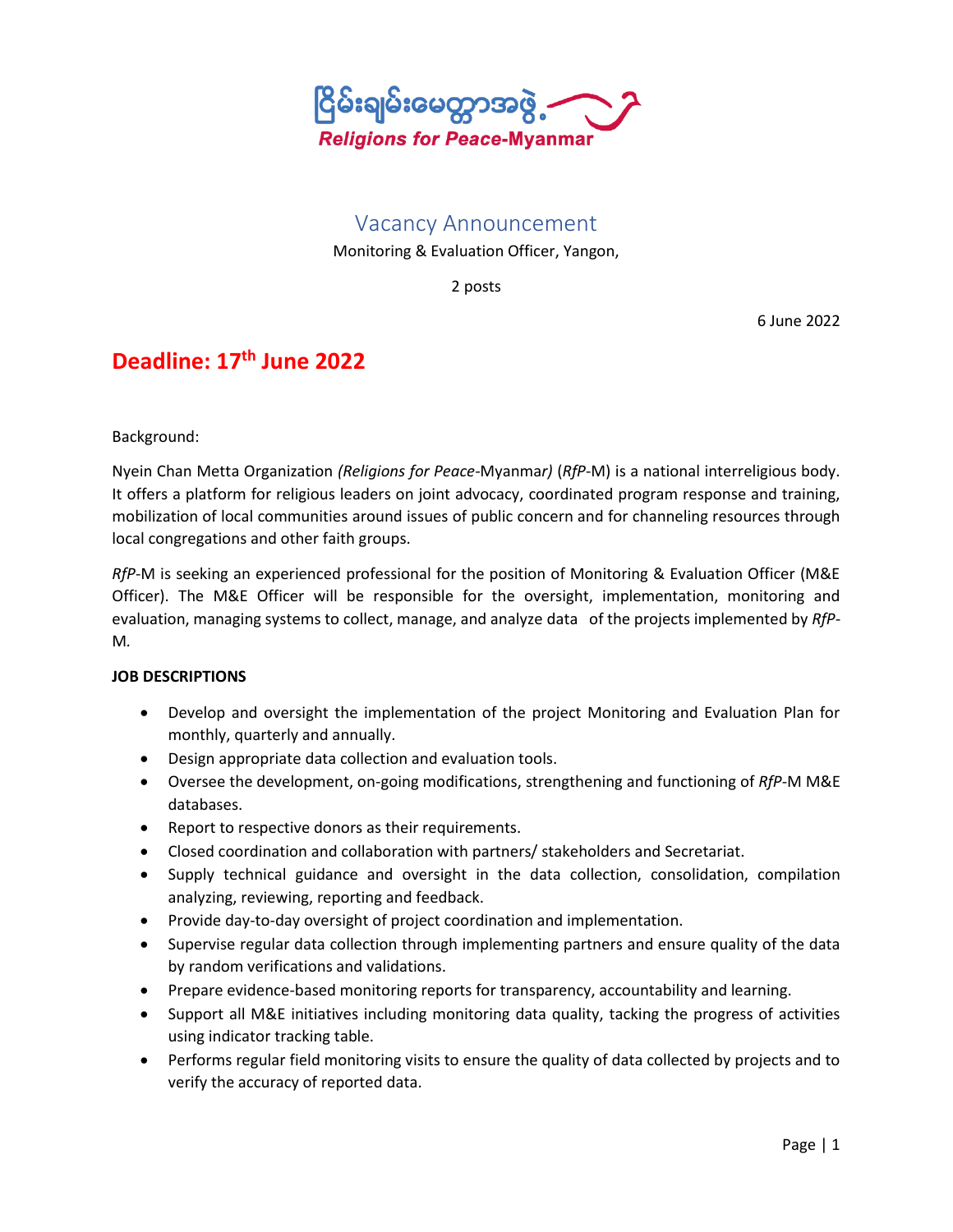ငြိမ်းချမ်းမေတ္တာအဖွဲ့

*Religions for Peace*-Myanmar

# Vacancy Announcement

Monitoring & Evaluation Officer, Yangon,

2 posts

6 June 2022

## Deadline: 17th June 2022

Background:

Nyein Chan Metta Organization *(Religions for Peace*-Myanmar*)* (*RfP*-M) is a national interreligious body. It offers a platform for religious leaders on joint advocacy, coordinated program response and training, mobilization of local communities around issues of public concern and for channeling resources through local congregations and other faith groups.

*RfP*-M is seeking an experienced professional for the position of Monitoring & Evaluation Officer (M&E Officer). The M&E Officer will be responsible for the oversight, implementation, monitoring and evaluation, managing systems to collect, manage, and analyze data of the projects implemented by *RfP*-M.

**JOB DESCRIPTIONS**

- Develop and oversight the implementation of the project Monitoring and Evaluation Plan for monthly, quarterly and annually.
- Design appropriate data collection and evaluation tools.
- Oversee the development, on-going modifications, strengthening and functioning of *RfP*-M M&E databases.
- Report to respective donors as their requirements.
- Closed coordination and collaboration with partners/ stakeholders and Secretariat.
- Supply technical guidance and oversight in the data collection, consolidation, compilation analyzing, reviewing, reporting and feedback.
- Provide day-to-day oversight of project coordination and implementation.
- Supervise regular data collection through implementing partners and ensure quality of the data by random verifications and validations.
- Prepare evidence-based monitoring reports for transparency, accountability and learning.
- Support all M&E initiatives including monitoring data quality, tacking the progress of activities using indicator tracking table.
- Performs regular field monitoring visits to ensure the quality of data collected by projects and to verify the accuracy of reported data.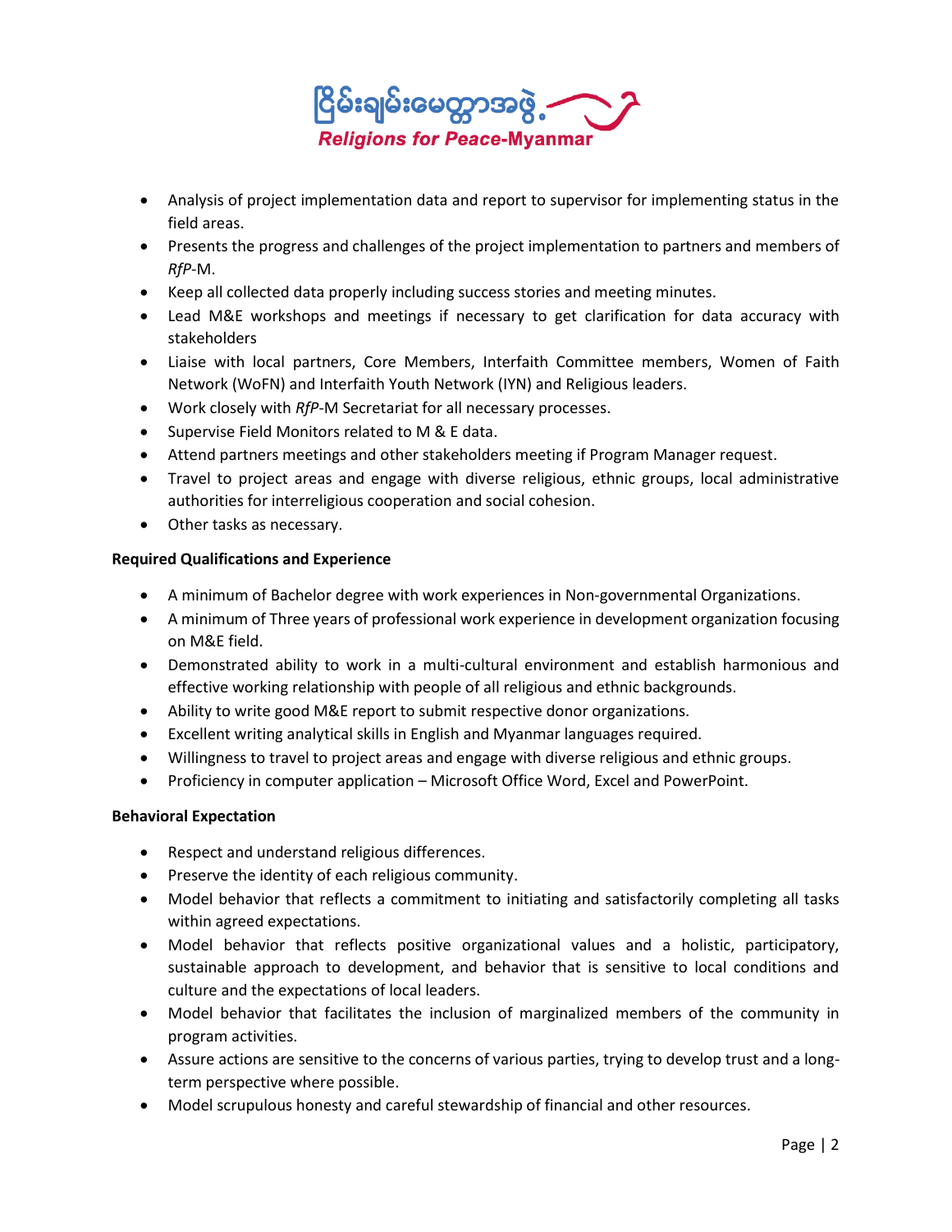- Analysis of project implementation data and report to supervisor for implementing status in the field areas.
- Presents the progress and challenges of the project implementation to partners and members of *RfP*-M.
- Keep all collected data properly including success stories and meeting minutes.
- Lead M&E workshops and meetings if necessary to get clarification for data accuracy with stakeholders
- Liaise with local partners, Core Members, Interfaith Committee members, Women of Faith Network (WoFN) and Interfaith Youth Network (IYN) and Religious leaders.
- Work closely with *RfP*-M Secretariat for all necessary processes.
- Supervise Field Monitors related to M & E data.
- Attend partners meetings and other stakeholders meeting if Program Manager request.
- Travel to project areas and engage with diverse religious, ethnic groups, local administrative authorities for interreligious cooperation and social cohesion.
- Other tasks as necessary.

**Required Qualifications and Experience**

- A minimum of Bachelor degree with work experiences in Non-governmental Organizations.
- A minimum of Three years of professional work experience in development organization focusing on M&E field.
- Demonstrated ability to work in a multi-cultural environment and establish harmonious and effective working relationship with people of all religious and ethnic backgrounds.
- Ability to write good M&E report to submit respective donor organizations.
- Excellent writing analytical skills in English and Myanmar languages required.
- Willingness to travel to project areas and engage with diverse religious and ethnic groups.
- Proficiency in computer application – Microsoft Office Word, Excel and PowerPoint.

**Behavioral Expectation**

- Respect and understand religious differences.
- Preserve the identity of each religious community.
- Model behavior that reflects a commitment to initiating and satisfactorily completing all tasks within agreed expectations.
- Model behavior that reflects positive organizational values and a holistic, participatory, sustainable approach to development, and behavior that is sensitive to local conditions and culture and the expectations of local leaders.
- Model behavior that facilitates the inclusion of marginalized members of the community in program activities.
- Assure actions are sensitive to the concerns of various parties, trying to develop trust and a long-term perspective where possible.
- Model scrupulous honesty and careful stewardship of financial and other resources.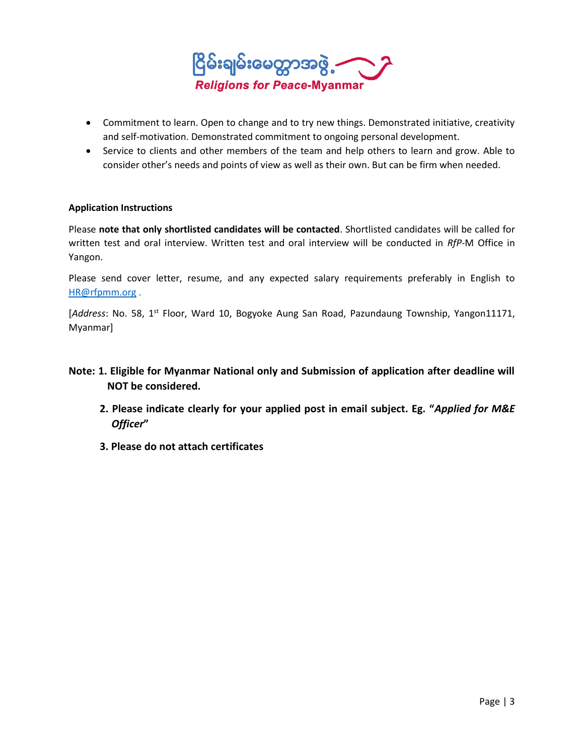- Commitment to learn. Open to change and to try new things. Demonstrated initiative, creativity and self-motivation. Demonstrated commitment to ongoing personal development.
- Service to clients and other members of the team and help others to learn and grow. Able to consider other's needs and points of view as well as their own. But can be firm when needed.

**Application Instructions**

Please **note that only shortlisted candidates will be contacted**. Shortlisted candidates will be called for written test and oral interview. Written test and oral interview will be conducted in *RfP*-M Office in Yangon.

Please send cover letter, resume, and any expected salary requirements preferably in English to HR@rfpmm.org .

[*Address*: No. 58, 1st Floor, Ward 10, Bogyoke Aung San Road, Pazundaung Township, Yangon11171, Myanmar]

**Note: 1. Eligible for Myanmar National only and Submission of application after deadline will NOT be considered.**

**2. Please indicate clearly for your applied post in email subject. Eg. "*Applied for M&E Officer*"**

**3. Please do not attach certificates**